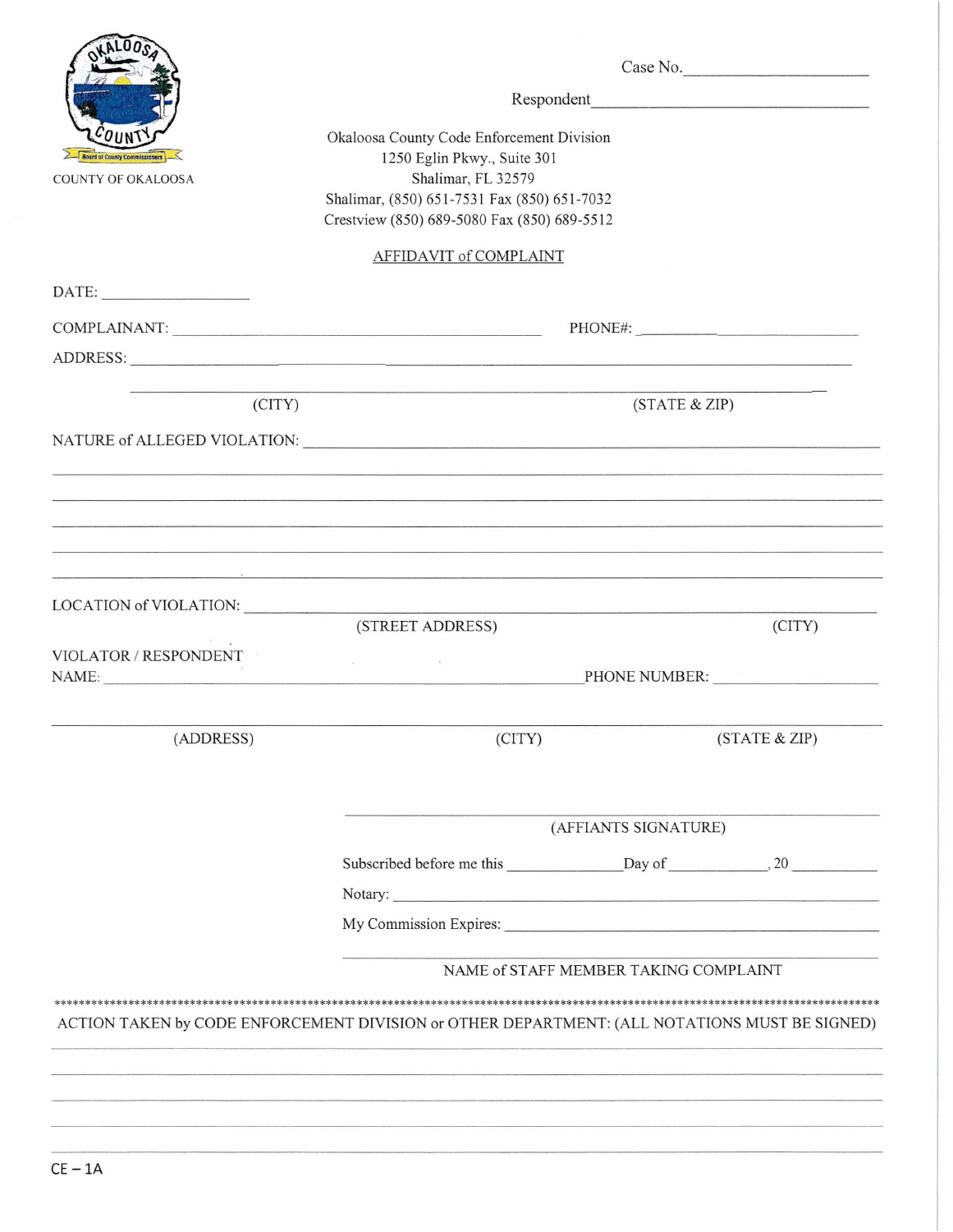COUNTY OF OKALOOSA

Case No.\_\_\_\_\_\_\_\_\_\_\_\_\_\_\_\_\_\_\_\_

Respondent\_\_\_\_\_\_\_\_\_\_\_\_\_\_\_\_\_\_\_\_\_\_\_\_\_\_\_\_\_\_\_\_

Okaloosa County Code Enforcement Division
1250 Eglin Pkwy., Suite 301
Shalimar, FL 32579
Shalimar, (850) 651-7531 Fax (850) 651-7032
Crestview (850) 689-5080 Fax (850) 689-5512

## AFFIDAVIT of COMPLAINT

DATE: \_\_\_\_\_\_\_\_\_\_\_\_\_\_\_\_\_\_

COMPLAINANT: \_\_\_\_\_\_\_\_\_\_\_\_\_\_\_\_\_\_\_\_\_\_\_\_\_\_\_\_\_\_\_\_\_\_\_\_\_\_\_\_ PHONE#: \_\_\_\_\_\_\_\_\_\_\_\_\_\_\_\_\_\_\_\_\_\_\_\_

ADDRESS: \_\_\_\_\_\_\_\_\_\_\_\_\_\_\_\_\_\_\_\_\_\_\_\_\_\_\_\_\_\_\_\_\_\_\_\_\_\_\_\_\_\_\_\_\_\_\_\_\_\_\_\_\_\_\_\_\_\_\_\_\_\_\_\_\_\_\_\_\_\_

\_\_\_\_\_\_\_\_\_\_\_\_\_\_\_\_\_\_\_\_\_\_\_\_\_\_\_\_\_\_\_\_\_\_\_\_\_\_\_\_\_\_\_\_\_\_\_\_\_\_\_\_\_\_\_\_\_\_\_\_\_\_\_\_\_\_\_\_\_\_\_\_\_\_\_\_\_\_

(CITY) (STATE & ZIP)

NATURE of ALLEGED VIOLATION: \_\_\_\_\_\_\_\_\_\_\_\_\_\_\_\_\_\_\_\_\_\_\_\_\_\_\_\_\_\_\_\_\_\_\_\_\_\_\_\_\_\_\_\_\_\_\_\_\_\_\_\_\_\_\_\_

\_\_\_\_\_\_\_\_\_\_\_\_\_\_\_\_\_\_\_\_\_\_\_\_\_\_\_\_\_\_\_\_\_\_\_\_\_\_\_\_\_\_\_\_\_\_\_\_\_\_\_\_\_\_\_\_\_\_\_\_\_\_\_\_\_\_\_\_\_\_\_\_\_\_\_\_\_\_

\_\_\_\_\_\_\_\_\_\_\_\_\_\_\_\_\_\_\_\_\_\_\_\_\_\_\_\_\_\_\_\_\_\_\_\_\_\_\_\_\_\_\_\_\_\_\_\_\_\_\_\_\_\_\_\_\_\_\_\_\_\_\_\_\_\_\_\_\_\_\_\_\_\_\_\_\_\_

\_\_\_\_\_\_\_\_\_\_\_\_\_\_\_\_\_\_\_\_\_\_\_\_\_\_\_\_\_\_\_\_\_\_\_\_\_\_\_\_\_\_\_\_\_\_\_\_\_\_\_\_\_\_\_\_\_\_\_\_\_\_\_\_\_\_\_\_\_\_\_\_\_\_\_\_\_\_

\_\_\_\_\_\_\_\_\_\_\_\_\_\_\_\_\_\_\_\_\_\_\_\_\_\_\_\_\_\_\_\_\_\_\_\_\_\_\_\_\_\_\_\_\_\_\_\_\_\_\_\_\_\_\_\_\_\_\_\_\_\_\_\_\_\_\_\_\_\_\_\_\_\_\_\_\_\_

\_\_\_\_\_\_\_\_\_\_\_\_\_\_\_\_\_\_\_\_\_\_\_\_\_\_\_\_\_\_\_\_\_\_\_\_\_\_\_\_\_\_\_\_\_\_\_\_\_\_\_\_\_\_\_\_\_\_\_\_\_\_\_\_\_\_\_\_\_\_\_\_\_\_\_\_\_\_

LOCATION of VIOLATION: \_\_\_\_\_\_\_\_\_\_\_\_\_\_\_\_\_\_\_\_\_\_\_\_\_\_\_\_\_\_\_\_\_\_\_\_\_\_\_\_\_\_\_\_\_\_\_\_\_\_\_\_\_\_\_\_\_\_\_\_

(STREET ADDRESS) (CITY)

VIOLATOR / RESPONDENT
NAME: \_\_\_\_\_\_\_\_\_\_\_\_\_\_\_\_\_\_\_\_\_\_\_\_\_\_\_\_\_\_\_\_\_\_\_\_\_\_\_\_\_\_\_\_\_\_\_\_\_\_ PHONE NUMBER: \_\_\_\_\_\_\_\_\_\_\_\_\_\_\_\_\_\_

\_\_\_\_\_\_\_\_\_\_\_\_\_\_\_\_\_\_\_\_\_\_\_\_\_\_\_\_\_\_\_\_\_\_\_\_\_\_\_\_\_\_\_\_\_\_\_\_\_\_\_\_\_\_\_\_\_\_\_\_\_\_\_\_\_\_\_\_\_\_\_\_\_\_\_\_\_\_

(ADDRESS) (CITY) (STATE & ZIP)

\_\_\_\_\_\_\_\_\_\_\_\_\_\_\_\_\_\_\_\_\_\_\_\_\_\_\_\_\_\_\_\_\_\_\_\_\_\_\_\_\_\_\_\_\_\_\_\_

(AFFIANTS SIGNATURE)

Subscribed before me this \_\_\_\_\_\_\_\_\_\_\_\_\_\_Day of \_\_\_\_\_\_\_\_\_\_\_\_, 20 \_\_\_\_\_\_\_\_\_\_

Notary: \_\_\_\_\_\_\_\_\_\_\_\_\_\_\_\_\_\_\_\_\_\_\_\_\_\_\_\_\_\_\_\_\_\_\_\_\_\_\_\_\_\_\_\_\_\_\_\_

My Commission Expires: \_\_\_\_\_\_\_\_\_\_\_\_\_\_\_\_\_\_\_\_\_\_\_\_\_\_\_\_\_\_\_\_\_\_\_\_\_\_

\_\_\_\_\_\_\_\_\_\_\_\_\_\_\_\_\_\_\_\_\_\_\_\_\_\_\_\_\_\_\_\_\_\_\_\_\_\_\_\_\_\_\_\_\_\_\_\_

NAME of STAFF MEMBER TAKING COMPLAINT

\*\*\*\*\*\*\*\*\*\*\*\*\*\*\*\*\*\*\*\*\*\*\*\*\*\*\*\*\*\*\*\*\*\*\*\*\*\*\*\*\*\*\*\*\*\*\*\*\*\*\*\*\*\*\*\*\*\*\*\*\*\*\*\*\*\*\*\*\*\*\*\*\*\*\*\*\*\*\*\*\*\*\*\*\*\*\*\*\*\*\*\*\*\*\*\*\*\*\*\*\*\*\*\*

ACTION TAKEN by CODE ENFORCEMENT DIVISION or OTHER DEPARTMENT: (ALL NOTATIONS MUST BE SIGNED)

\_\_\_\_\_\_\_\_\_\_\_\_\_\_\_\_\_\_\_\_\_\_\_\_\_\_\_\_\_\_\_\_\_\_\_\_\_\_\_\_\_\_\_\_\_\_\_\_\_\_\_\_\_\_\_\_\_\_\_\_\_\_\_\_\_\_\_\_\_\_\_\_\_\_\_\_\_\_

\_\_\_\_\_\_\_\_\_\_\_\_\_\_\_\_\_\_\_\_\_\_\_\_\_\_\_\_\_\_\_\_\_\_\_\_\_\_\_\_\_\_\_\_\_\_\_\_\_\_\_\_\_\_\_\_\_\_\_\_\_\_\_\_\_\_\_\_\_\_\_\_\_\_\_\_\_\_

\_\_\_\_\_\_\_\_\_\_\_\_\_\_\_\_\_\_\_\_\_\_\_\_\_\_\_\_\_\_\_\_\_\_\_\_\_\_\_\_\_\_\_\_\_\_\_\_\_\_\_\_\_\_\_\_\_\_\_\_\_\_\_\_\_\_\_\_\_\_\_\_\_\_\_\_\_\_

\_\_\_\_\_\_\_\_\_\_\_\_\_\_\_\_\_\_\_\_\_\_\_\_\_\_\_\_\_\_\_\_\_\_\_\_\_\_\_\_\_\_\_\_\_\_\_\_\_\_\_\_\_\_\_\_\_\_\_\_\_\_\_\_\_\_\_\_\_\_\_\_\_\_\_\_\_\_

\_\_\_\_\_\_\_\_\_\_\_\_\_\_\_\_\_\_\_\_\_\_\_\_\_\_\_\_\_\_\_\_\_\_\_\_\_\_\_\_\_\_\_\_\_\_\_\_\_\_\_\_\_\_\_\_\_\_\_\_\_\_\_\_\_\_\_\_\_\_\_\_\_\_\_\_\_\_

CE – 1A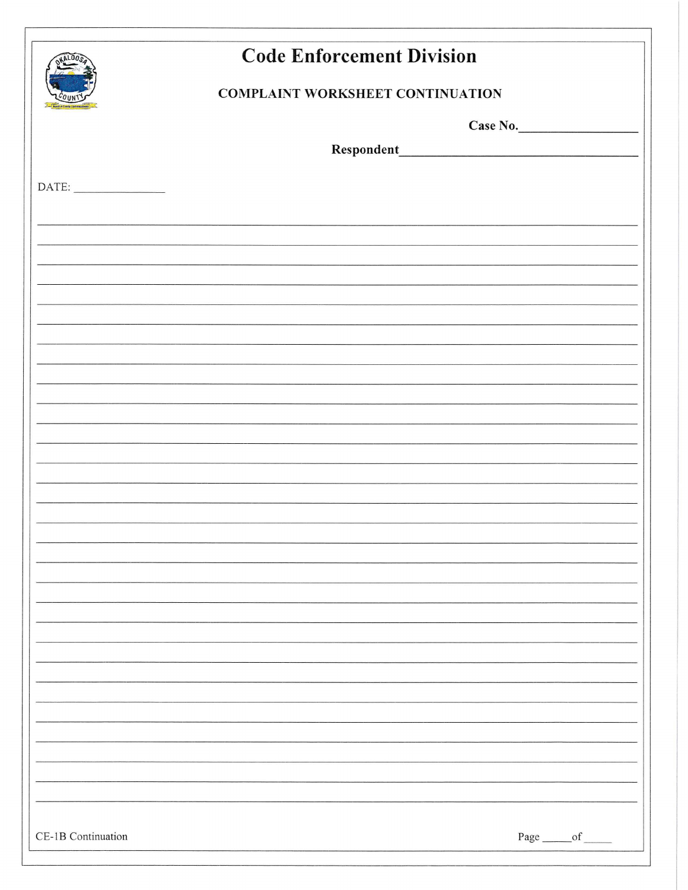# Code Enforcement Division

## COMPLAINT WORKSHEET CONTINUATION

**Case No.**\_\_\_\_\_\_\_\_\_\_\_\_\_\_\_\_\_\_\_\_

**Respondent**\_\_\_\_\_\_\_\_\_\_\_\_\_\_\_\_\_\_\_\_\_\_\_\_\_\_\_\_\_\_\_\_\_\_\_\_\_\_\_\_

DATE: \_\_\_\_\_\_\_\_\_\_\_\_\_\_\_\_

CE-1B Continuation

Page \_\_\_\_\_ of \_\_\_\_\_